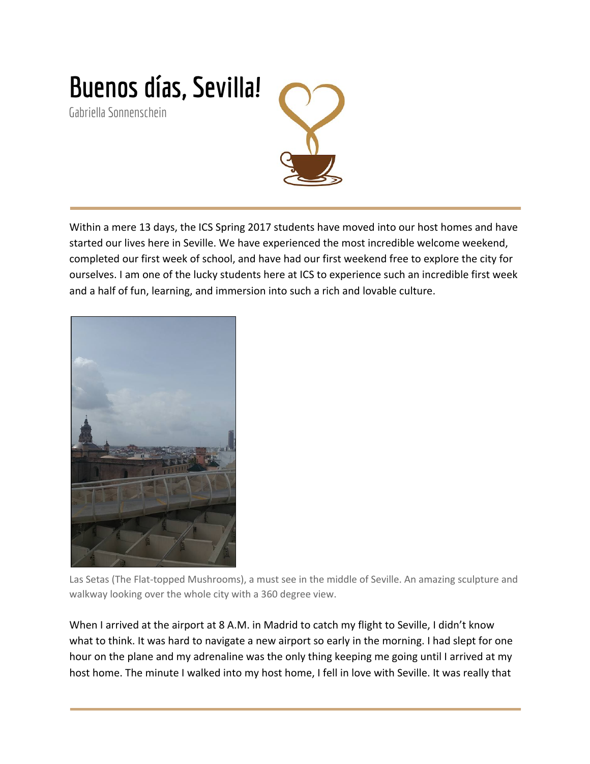# Buenos días, Sevilla!

Gabriella Sonnenschein

Within a mere 13 days, the ICS Spring 2017 students have moved into our host homes and have started our lives here in Seville. We have experienced the most incredible welcome weekend, completed our first week of school, and have had our first weekend free to explore the city for ourselves. I am one of the lucky students here at ICS to experience such an incredible first week and a half of fun, learning, and immersion into such a rich and lovable culture.

Las Setas (The Flat-topped Mushrooms), a must see in the middle of Seville. An amazing sculpture and walkway looking over the whole city with a 360 degree view.

When I arrived at the airport at 8 A.M. in Madrid to catch my flight to Seville, I didn't know what to think. It was hard to navigate a new airport so early in the morning. I had slept for one hour on the plane and my adrenaline was the only thing keeping me going until I arrived at my host home. The minute I walked into my host home, I fell in love with Seville. It was really that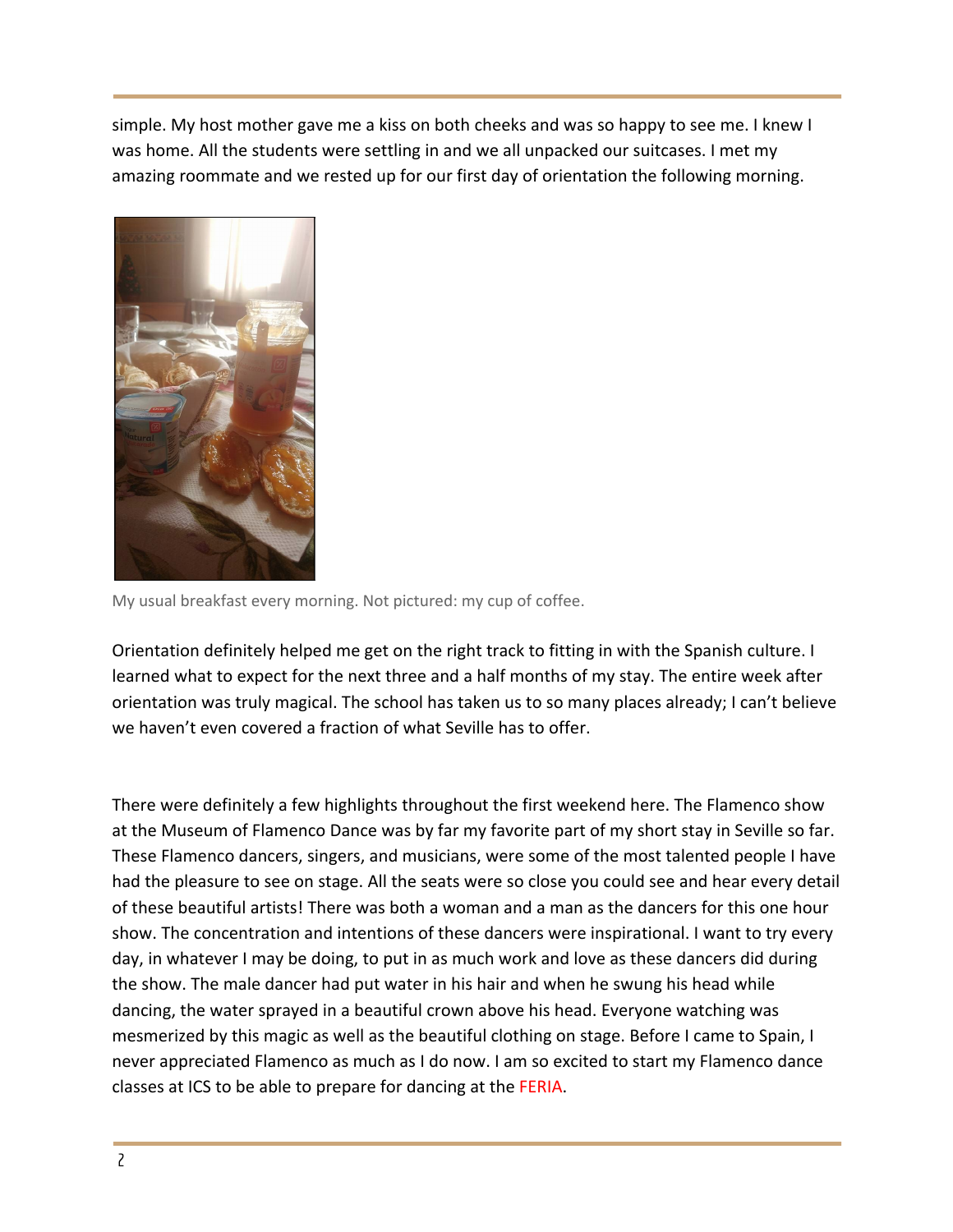simple. My host mother gave me a kiss on both cheeks and was so happy to see me. I knew I was home. All the students were settling in and we all unpacked our suitcases. I met my amazing roommate and we rested up for our first day of orientation the following morning.

My usual breakfast every morning. Not pictured: my cup of coffee.

Orientation definitely helped me get on the right track to fitting in with the Spanish culture. I learned what to expect for the next three and a half months of my stay. The entire week after orientation was truly magical. The school has taken us to so many places already; I can't believe we haven't even covered a fraction of what Seville has to offer.

There were definitely a few highlights throughout the first weekend here. The Flamenco show at the Museum of Flamenco Dance was by far my favorite part of my short stay in Seville so far. These Flamenco dancers, singers, and musicians, were some of the most talented people I have had the pleasure to see on stage. All the seats were so close you could see and hear every detail of these beautiful artists! There was both a woman and a man as the dancers for this one hour show. The concentration and intentions of these dancers were inspirational. I want to try every day, in whatever I may be doing, to put in as much work and love as these dancers did during the show. The male dancer had put water in his hair and when he swung his head while dancing, the water sprayed in a beautiful crown above his head. Everyone watching was mesmerized by this magic as well as the beautiful clothing on stage. Before I came to Spain, I never appreciated Flamenco as much as I do now. I am so excited to start my Flamenco dance classes at ICS to be able to prepare for dancing at the FERIA.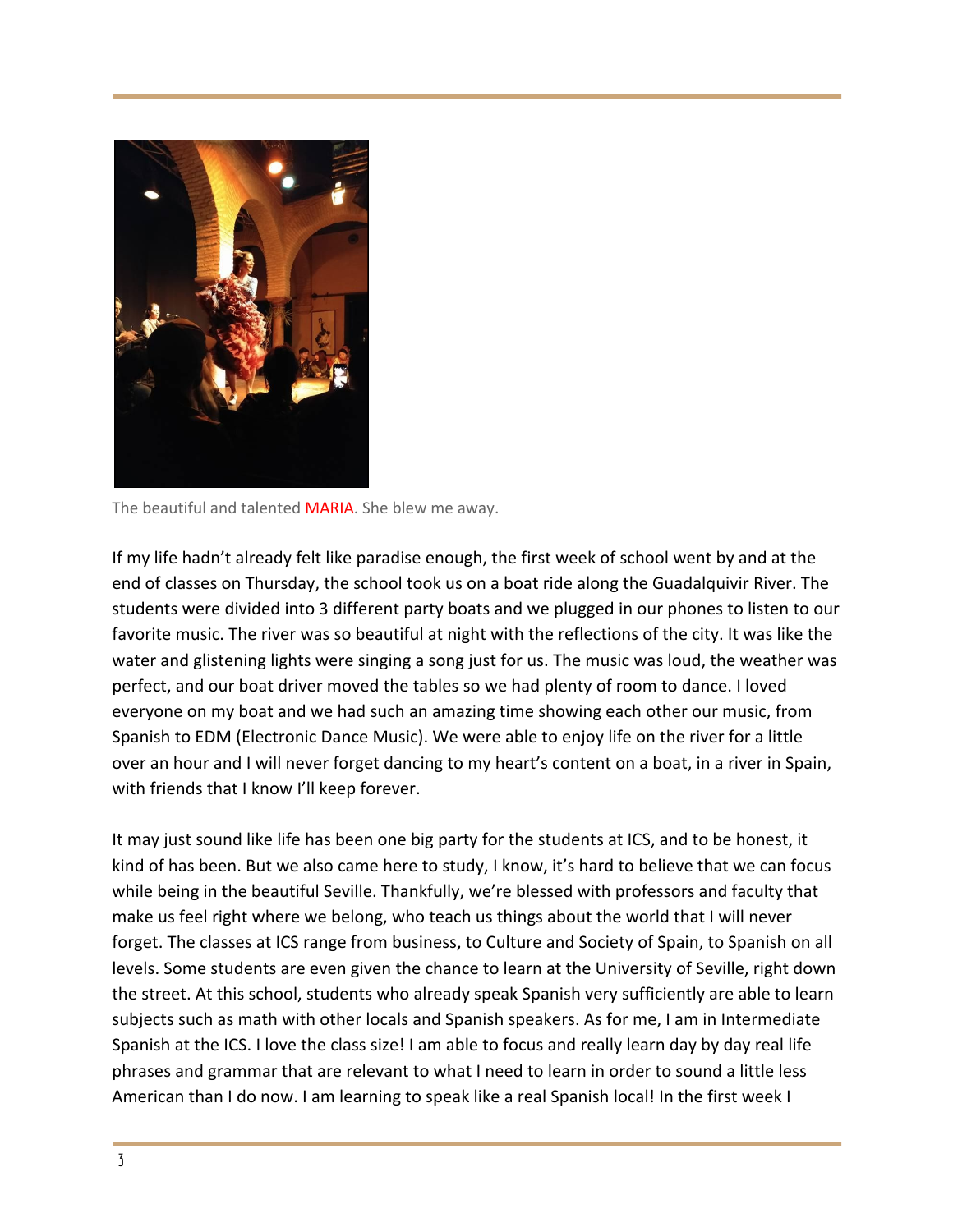The beautiful and talented MARIA. She blew me away.

If my life hadn't already felt like paradise enough, the first week of school went by and at the end of classes on Thursday, the school took us on a boat ride along the Guadalquivir River. The students were divided into 3 different party boats and we plugged in our phones to listen to our favorite music. The river was so beautiful at night with the reflections of the city. It was like the water and glistening lights were singing a song just for us. The music was loud, the weather was perfect, and our boat driver moved the tables so we had plenty of room to dance. I loved everyone on my boat and we had such an amazing time showing each other our music, from Spanish to EDM (Electronic Dance Music). We were able to enjoy life on the river for a little over an hour and I will never forget dancing to my heart's content on a boat, in a river in Spain, with friends that I know I'll keep forever.

It may just sound like life has been one big party for the students at ICS, and to be honest, it kind of has been. But we also came here to study, I know, it's hard to believe that we can focus while being in the beautiful Seville. Thankfully, we're blessed with professors and faculty that make us feel right where we belong, who teach us things about the world that I will never forget. The classes at ICS range from business, to Culture and Society of Spain, to Spanish on all levels. Some students are even given the chance to learn at the University of Seville, right down the street. At this school, students who already speak Spanish very sufficiently are able to learn subjects such as math with other locals and Spanish speakers. As for me, I am in Intermediate Spanish at the ICS. I love the class size! I am able to focus and really learn day by day real life phrases and grammar that are relevant to what I need to learn in order to sound a little less American than I do now. I am learning to speak like a real Spanish local! In the first week I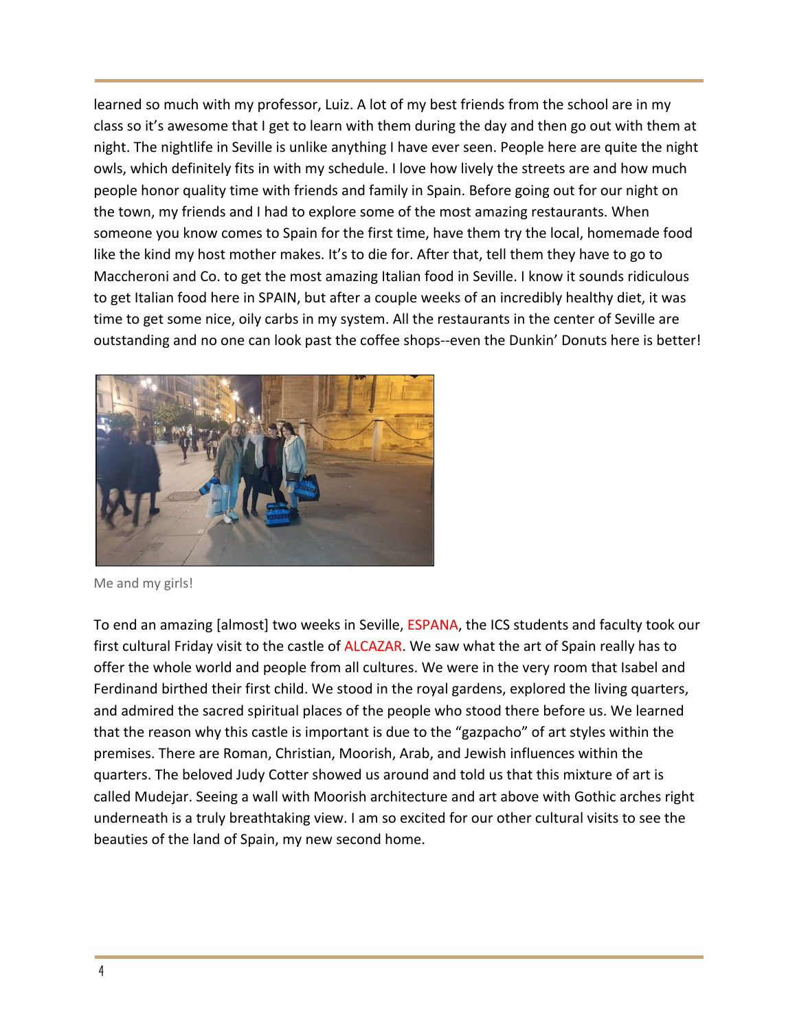learned so much with my professor, Luiz. A lot of my best friends from the school are in my class so it's awesome that I get to learn with them during the day and then go out with them at night. The nightlife in Seville is unlike anything I have ever seen. People here are quite the night owls, which definitely fits in with my schedule. I love how lively the streets are and how much people honor quality time with friends and family in Spain. Before going out for our night on the town, my friends and I had to explore some of the most amazing restaurants. When someone you know comes to Spain for the first time, have them try the local, homemade food like the kind my host mother makes. It's to die for. After that, tell them they have to go to Maccheroni and Co. to get the most amazing Italian food in Seville. I know it sounds ridiculous to get Italian food here in SPAIN, but after a couple weeks of an incredibly healthy diet, it was time to get some nice, oily carbs in my system. All the restaurants in the center of Seville are outstanding and no one can look past the coffee shops--even the Dunkin' Donuts here is better!

Me and my girls!

To end an amazing [almost] two weeks in Seville, ESPANA, the ICS students and faculty took our first cultural Friday visit to the castle of ALCAZAR. We saw what the art of Spain really has to offer the whole world and people from all cultures. We were in the very room that Isabel and Ferdinand birthed their first child. We stood in the royal gardens, explored the living quarters, and admired the sacred spiritual places of the people who stood there before us. We learned that the reason why this castle is important is due to the "gazpacho" of art styles within the premises. There are Roman, Christian, Moorish, Arab, and Jewish influences within the quarters. The beloved Judy Cotter showed us around and told us that this mixture of art is called Mudejar. Seeing a wall with Moorish architecture and art above with Gothic arches right underneath is a truly breathtaking view. I am so excited for our other cultural visits to see the beauties of the land of Spain, my new second home.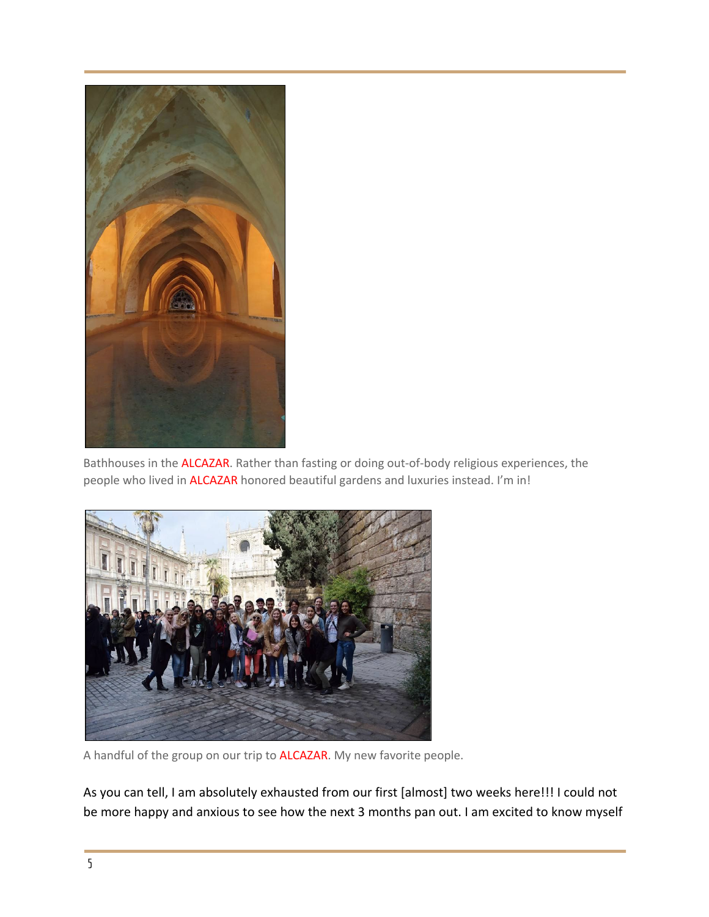Bathhouses in the ALCAZAR. Rather than fasting or doing out-of-body religious experiences, the people who lived in ALCAZAR honored beautiful gardens and luxuries instead. I'm in!

A handful of the group on our trip to ALCAZAR. My new favorite people.

As you can tell, I am absolutely exhausted from our first [almost] two weeks here!!! I could not be more happy and anxious to see how the next 3 months pan out. I am excited to know myself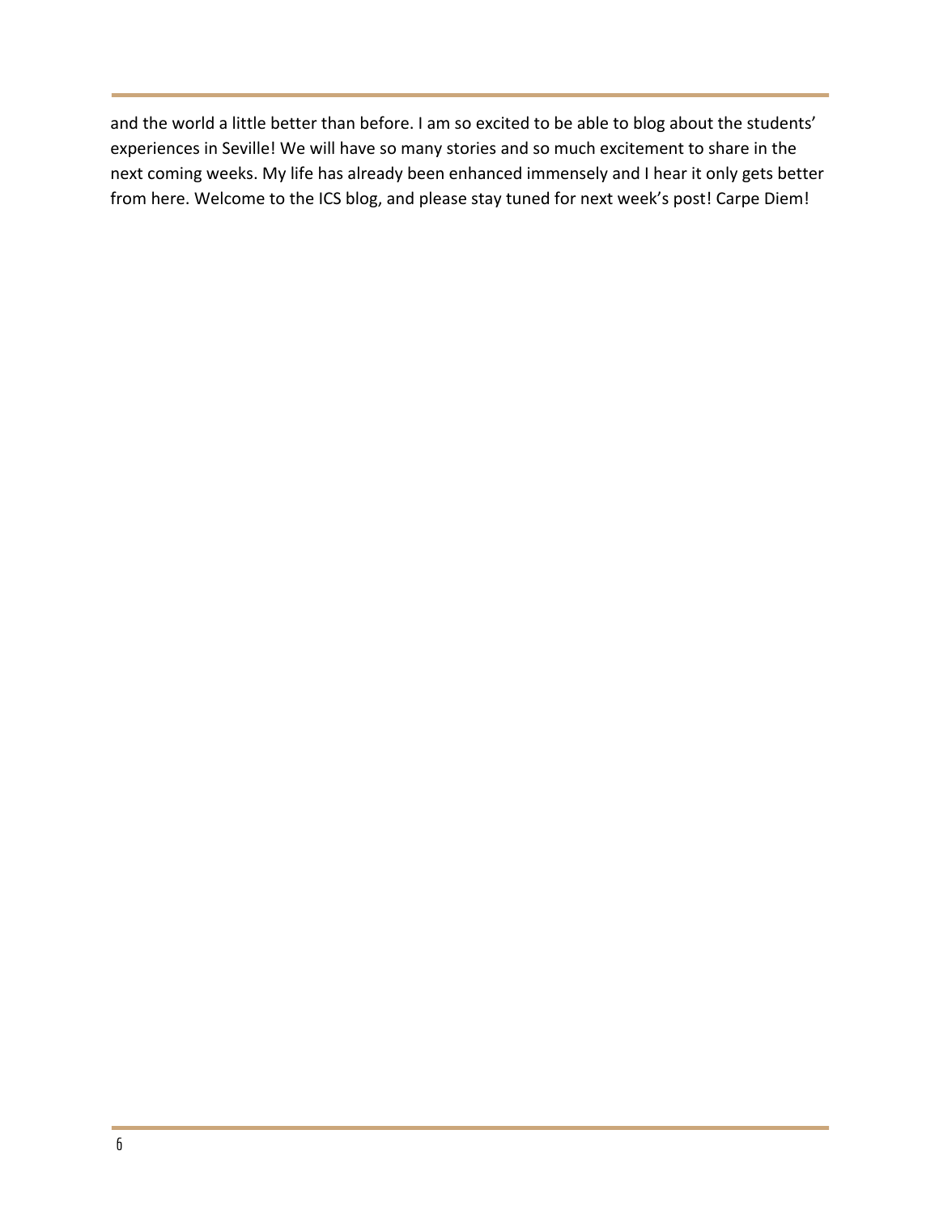and the world a little better than before. I am so excited to be able to blog about the students' experiences in Seville! We will have so many stories and so much excitement to share in the next coming weeks. My life has already been enhanced immensely and I hear it only gets better from here. Welcome to the ICS blog, and please stay tuned for next week's post! Carpe Diem!